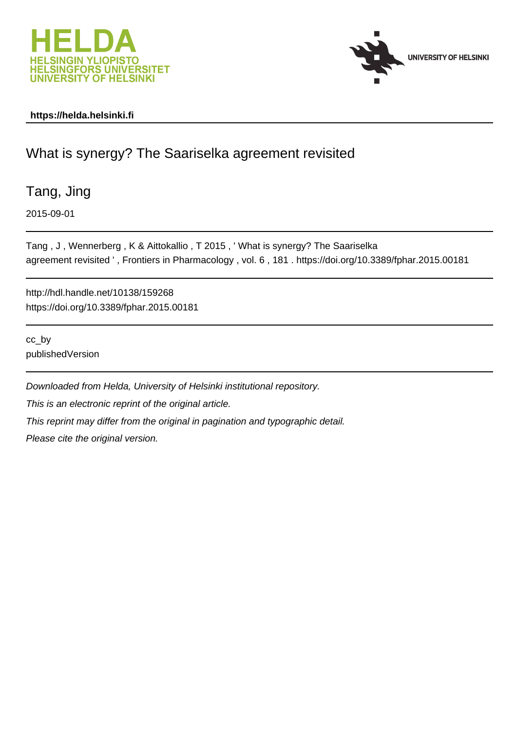HELDA
HELSINGIN YLIOPISTO
HELSINGFORS UNIVERSITET
UNIVERSITY OF HELSINKI

UNIVERSITY OF HELSINKI

**https://helda.helsinki.fi**

# What is synergy? The Saariselka agreement revisited

Tang, Jing

2015-09-01

---

Tang , J , Wennerberg , K & Aittokallio , T 2015 , ' What is synergy? The Saariselka agreement revisited ' , Frontiers in Pharmacology , vol. 6 , 181 . https://doi.org/10.3389/fphar.2015.00181

---

http://hdl.handle.net/10138/159268
https://doi.org/10.3389/fphar.2015.00181

---

cc_by
publishedVersion

---

*Downloaded from Helda, University of Helsinki institutional repository.*

*This is an electronic reprint of the original article.*

*This reprint may differ from the original in pagination and typographic detail.*

*Please cite the original version.*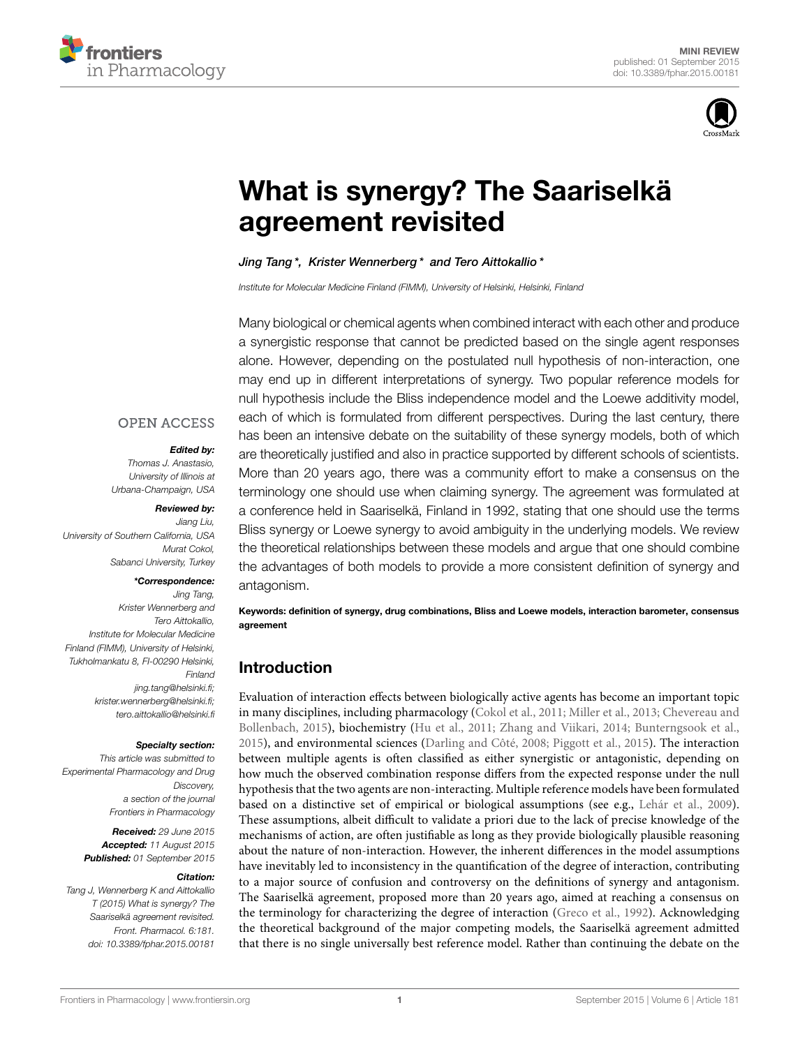# What is synergy? The Saariselkä agreement revisited

*Jing Tang\*, Krister Wennerberg\* and Tero Aittokallio\**

*Institute for Molecular Medicine Finland (FIMM), University of Helsinki, Helsinki, Finland*

Many biological or chemical agents when combined interact with each other and produce a synergistic response that cannot be predicted based on the single agent responses alone. However, depending on the postulated null hypothesis of non-interaction, one may end up in different interpretations of synergy. Two popular reference models for null hypothesis include the Bliss independence model and the Loewe additivity model, each of which is formulated from different perspectives. During the last century, there has been an intensive debate on the suitability of these synergy models, both of which are theoretically justified and also in practice supported by different schools of scientists. More than 20 years ago, there was a community effort to make a consensus on the terminology one should use when claiming synergy. The agreement was formulated at a conference held in Saariselkä, Finland in 1992, stating that one should use the terms Bliss synergy or Loewe synergy to avoid ambiguity in the underlying models. We review the theoretical relationships between these models and argue that one should combine the advantages of both models to provide a more consistent definition of synergy and antagonism.

**Keywords: definition of synergy, drug combinations, Bliss and Loewe models, interaction barometer, consensus agreement**

OPEN ACCESS

***Edited by:***
*Thomas J. Anastasio, University of Illinois at Urbana-Champaign, USA*

***Reviewed by:***
*Jiang Liu, University of Southern California, USA*
*Murat Cokol, Sabanci University, Turkey*

***\*Correspondence:***
*Jing Tang, Krister Wennerberg and Tero Aittokallio, Institute for Molecular Medicine Finland (FIMM), University of Helsinki, Tukholmankatu 8, FI-00290 Helsinki, Finland*
*jing.tang@helsinki.fi;*
*krister.wennerberg@helsinki.fi;*
*tero.aittokallio@helsinki.fi*

***Specialty section:***
*This article was submitted to Experimental Pharmacology and Drug Discovery, a section of the journal Frontiers in Pharmacology*

***Received:*** *29 June 2015*
***Accepted:*** *11 August 2015*
***Published:*** *01 September 2015*

***Citation:***
*Tang J, Wennerberg K and Aittokallio T (2015) What is synergy? The Saariselkä agreement revisited. Front. Pharmacol. 6:181. doi: 10.3389/fphar.2015.00181*

## Introduction

Evaluation of interaction effects between biologically active agents has become an important topic in many disciplines, including pharmacology (Cokol et al., 2011; Miller et al., 2013; Chevereau and Bollenbach, 2015), biochemistry (Hu et al., 2011; Zhang and Viikari, 2014; Bunterngsook et al., 2015), and environmental sciences (Darling and Côté, 2008; Piggott et al., 2015). The interaction between multiple agents is often classified as either synergistic or antagonistic, depending on how much the observed combination response differs from the expected response under the null hypothesis that the two agents are non-interacting. Multiple reference models have been formulated based on a distinctive set of empirical or biological assumptions (see e.g., Lehár et al., 2009). These assumptions, albeit difficult to validate a priori due to the lack of precise knowledge of the mechanisms of action, are often justifiable as long as they provide biologically plausible reasoning about the nature of non-interaction. However, the inherent differences in the model assumptions have inevitably led to inconsistency in the quantification of the degree of interaction, contributing to a major source of confusion and controversy on the definitions of synergy and antagonism. The Saariselkä agreement, proposed more than 20 years ago, aimed at reaching a consensus on the terminology for characterizing the degree of interaction (Greco et al., 1992). Acknowledging the theoretical background of the major competing models, the Saariselkä agreement admitted that there is no single universally best reference model. Rather than continuing the debate on the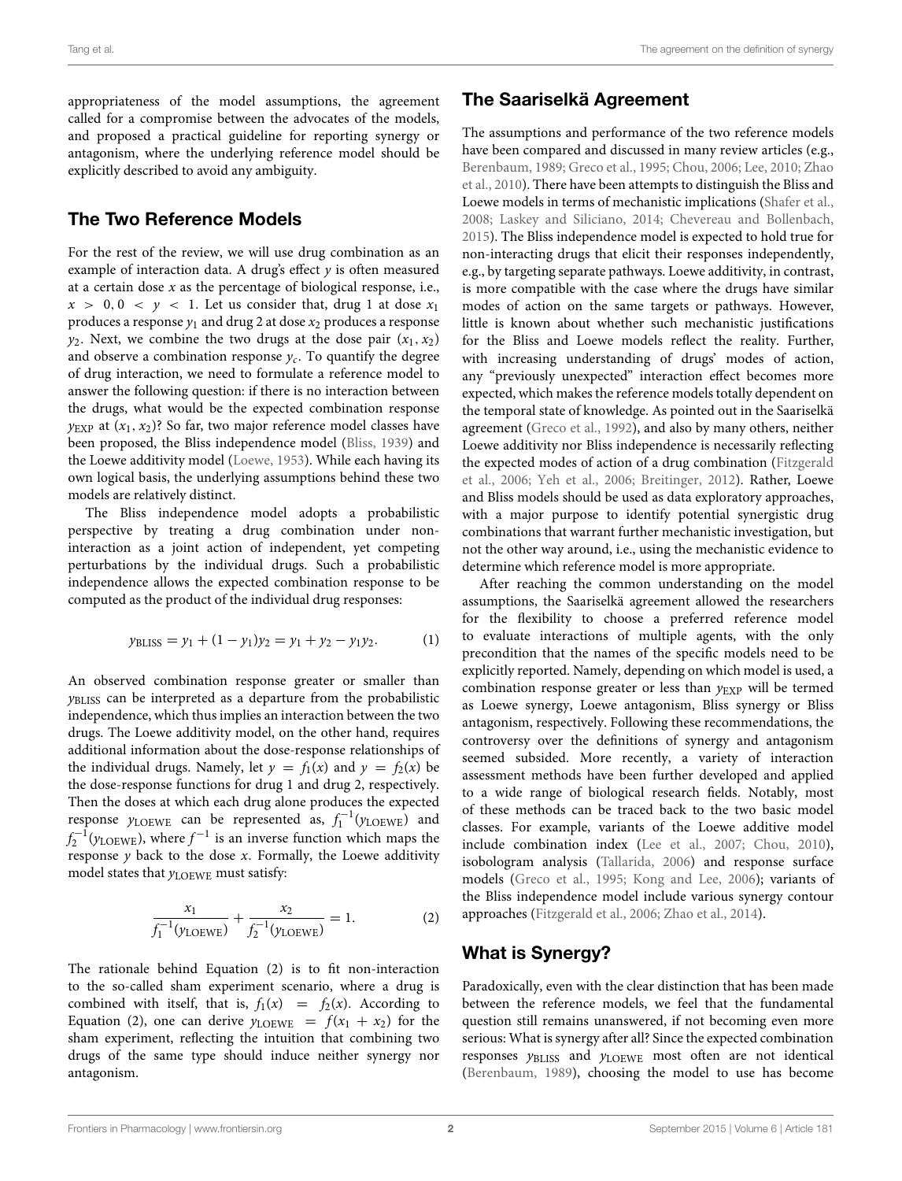appropriateness of the model assumptions, the agreement called for a compromise between the advocates of the models, and proposed a practical guideline for reporting synergy or antagonism, where the underlying reference model should be explicitly described to avoid any ambiguity.

## The Two Reference Models

For the rest of the review, we will use drug combination as an example of interaction data. A drug's effect $y$ is often measured at a certain dose $x$ as the percentage of biological response, i.e., $x > 0, 0 < y < 1$. Let us consider that, drug 1 at dose $x_1$ produces a response $y_1$ and drug 2 at dose $x_2$ produces a response $y_2$. Next, we combine the two drugs at the dose pair $(x_1, x_2)$ and observe a combination response $y_c$. To quantify the degree of drug interaction, we need to formulate a reference model to answer the following question: if there is no interaction between the drugs, what would be the expected combination response $y_{\mathrm{EXP}}$ at $(x_1, x_2)$? So far, two major reference model classes have been proposed, the Bliss independence model (Bliss, 1939) and the Loewe additivity model (Loewe, 1953). While each having its own logical basis, the underlying assumptions behind these two models are relatively distinct.

The Bliss independence model adopts a probabilistic perspective by treating a drug combination under non-interaction as a joint action of independent, yet competing perturbations by the individual drugs. Such a probabilistic independence allows the expected combination response to be computed as the product of the individual drug responses:

$$y_{\mathrm{BLISS}} = y_1 + (1 - y_1)y_2 = y_1 + y_2 - y_1 y_2. \tag{1}$$

An observed combination response greater or smaller than $y_{\mathrm{BLISS}}$ can be interpreted as a departure from the probabilistic independence, which thus implies an interaction between the two drugs. The Loewe additivity model, on the other hand, requires additional information about the dose-response relationships of the individual drugs. Namely, let $y = f_1(x)$ and $y = f_2(x)$ be the dose-response functions for drug 1 and drug 2, respectively. Then the doses at which each drug alone produces the expected response $y_{\mathrm{LOEWE}}$ can be represented as, $f_1^{-1}(y_{\mathrm{LOEWE}})$ and $f_2^{-1}(y_{\mathrm{LOEWE}})$, where $f^{-1}$ is an inverse function which maps the response $y$ back to the dose $x$. Formally, the Loewe additivity model states that $y_{\mathrm{LOEWE}}$ must satisfy:

$$\frac{x_1}{f_1^{-1}(y_{\mathrm{LOEWE}})} + \frac{x_2}{f_2^{-1}(y_{\mathrm{LOEWE}})} = 1. \tag{2}$$

The rationale behind Equation (2) is to fit non-interaction to the so-called sham experiment scenario, where a drug is combined with itself, that is, $f_1(x) = f_2(x)$. According to Equation (2), one can derive $y_{\mathrm{LOEWE}} = f(x_1 + x_2)$ for the sham experiment, reflecting the intuition that combining two drugs of the same type should induce neither synergy nor antagonism.

## The Saariselkä Agreement

The assumptions and performance of the two reference models have been compared and discussed in many review articles (e.g., Berenbaum, 1989; Greco et al., 1995; Chou, 2006; Lee, 2010; Zhao et al., 2010). There have been attempts to distinguish the Bliss and Loewe models in terms of mechanistic implications (Shafer et al., 2008; Laskey and Siliciano, 2014; Chevereau and Bollenbach, 2015). The Bliss independence model is expected to hold true for non-interacting drugs that elicit their responses independently, e.g., by targeting separate pathways. Loewe additivity, in contrast, is more compatible with the case where the drugs have similar modes of action on the same targets or pathways. However, little is known about whether such mechanistic justifications for the Bliss and Loewe models reflect the reality. Further, with increasing understanding of drugs' modes of action, any "previously unexpected" interaction effect becomes more expected, which makes the reference models totally dependent on the temporal state of knowledge. As pointed out in the Saariselkä agreement (Greco et al., 1992), and also by many others, neither Loewe additivity nor Bliss independence is necessarily reflecting the expected modes of action of a drug combination (Fitzgerald et al., 2006; Yeh et al., 2006; Breitinger, 2012). Rather, Loewe and Bliss models should be used as data exploratory approaches, with a major purpose to identify potential synergistic drug combinations that warrant further mechanistic investigation, but not the other way around, i.e., using the mechanistic evidence to determine which reference model is more appropriate.

After reaching the common understanding on the model assumptions, the Saariselkä agreement allowed the researchers for the flexibility to choose a preferred reference model to evaluate interactions of multiple agents, with the only precondition that the names of the specific models need to be explicitly reported. Namely, depending on which model is used, a combination response greater or less than $y_{\mathrm{EXP}}$ will be termed as Loewe synergy, Loewe antagonism, Bliss synergy or Bliss antagonism, respectively. Following these recommendations, the controversy over the definitions of synergy and antagonism seemed subsided. More recently, a variety of interaction assessment methods have been further developed and applied to a wide range of biological research fields. Notably, most of these methods can be traced back to the two basic model classes. For example, variants of the Loewe additive model include combination index (Lee et al., 2007; Chou, 2010), isobologram analysis (Tallarida, 2006) and response surface models (Greco et al., 1995; Kong and Lee, 2006); variants of the Bliss independence model include various synergy contour approaches (Fitzgerald et al., 2006; Zhao et al., 2014).

## What is Synergy?

Paradoxically, even with the clear distinction that has been made between the reference models, we feel that the fundamental question still remains unanswered, if not becoming even more serious: What is synergy after all? Since the expected combination responses $y_{\mathrm{BLISS}}$ and $y_{\mathrm{LOEWE}}$ most often are not identical (Berenbaum, 1989), choosing the model to use has become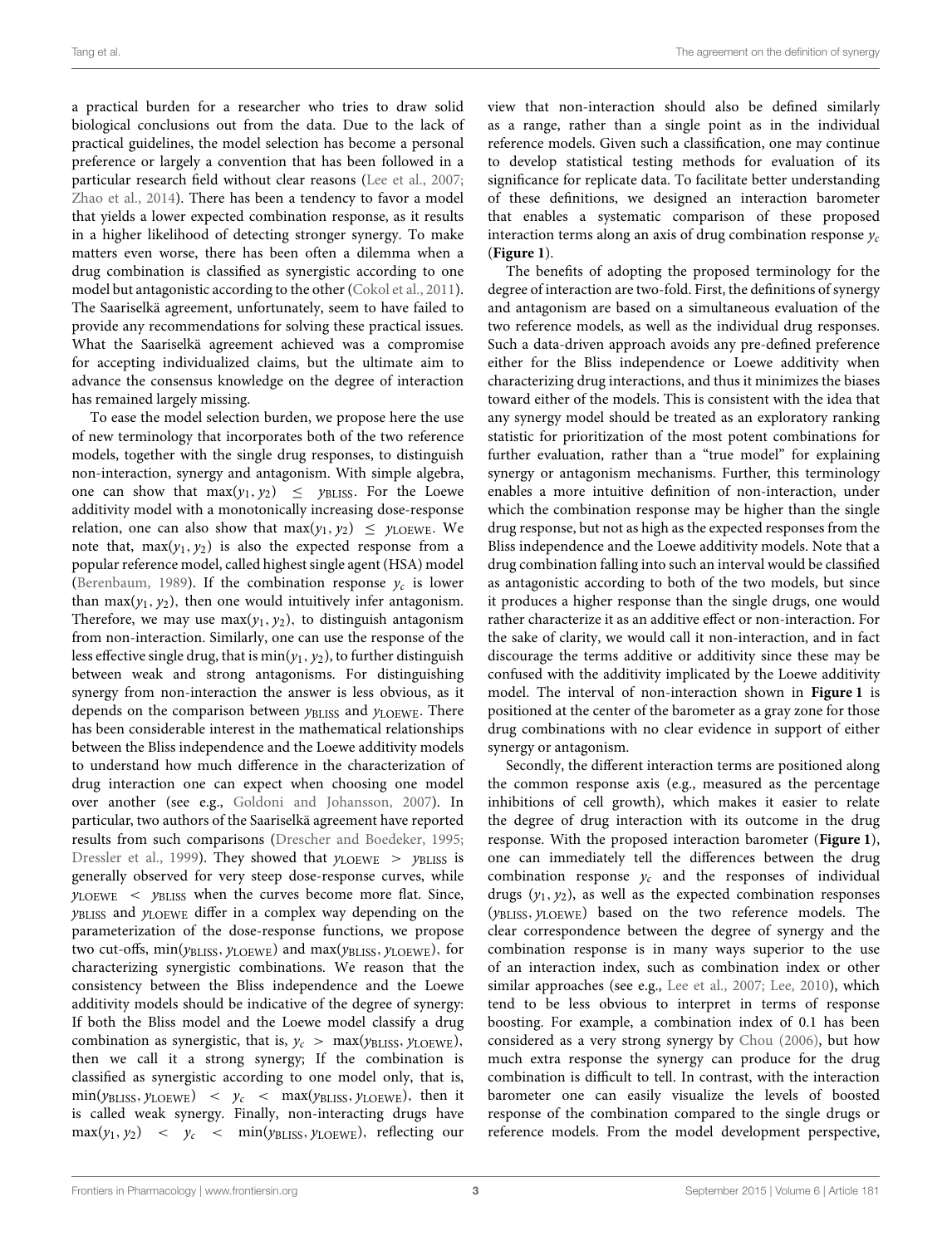a practical burden for a researcher who tries to draw solid biological conclusions out from the data. Due to the lack of practical guidelines, the model selection has become a personal preference or largely a convention that has been followed in a particular research field without clear reasons (Lee et al., 2007; Zhao et al., 2014). There has been a tendency to favor a model that yields a lower expected combination response, as it results in a higher likelihood of detecting stronger synergy. To make matters even worse, there has been often a dilemma when a drug combination is classified as synergistic according to one model but antagonistic according to the other (Cokol et al., 2011). The Saariselkä agreement, unfortunately, seem to have failed to provide any recommendations for solving these practical issues. What the Saariselkä agreement achieved was a compromise for accepting individualized claims, but the ultimate aim to advance the consensus knowledge on the degree of interaction has remained largely missing.

To ease the model selection burden, we propose here the use of new terminology that incorporates both of the two reference models, together with the single drug responses, to distinguish non-interaction, synergy and antagonism. With simple algebra, one can show that $\max(y_1, y_2) \leq y_{\mathrm{BLISS}}$. For the Loewe additivity model with a monotonically increasing dose-response relation, one can also show that $\max(y_1, y_2) \leq y_{\mathrm{LOEWE}}$. We note that, $\max(y_1, y_2)$ is also the expected response from a popular reference model, called highest single agent (HSA) model (Berenbaum, 1989). If the combination response $y_c$ is lower than $\max(y_1, y_2)$, then one would intuitively infer antagonism. Therefore, we may use $\max(y_1, y_2)$, to distinguish antagonism from non-interaction. Similarly, one can use the response of the less effective single drug, that is $\min(y_1, y_2)$, to further distinguish between weak and strong antagonisms. For distinguishing synergy from non-interaction the answer is less obvious, as it depends on the comparison between $y_{\mathrm{BLISS}}$ and $y_{\mathrm{LOEWE}}$. There has been considerable interest in the mathematical relationships between the Bliss independence and the Loewe additivity models to understand how much difference in the characterization of drug interaction one can expect when choosing one model over another (see e.g., Goldoni and Johansson, 2007). In particular, two authors of the Saariselkä agreement have reported results from such comparisons (Drescher and Boedeker, 1995; Dressler et al., 1999). They showed that $y_{\mathrm{LOEWE}} > y_{\mathrm{BLISS}}$ is generally observed for very steep dose-response curves, while $y_{\mathrm{LOEWE}} < y_{\mathrm{BLISS}}$ when the curves become more flat. Since, $y_{\mathrm{BLISS}}$ and $y_{\mathrm{LOEWE}}$ differ in a complex way depending on the parameterization of the dose-response functions, we propose two cut-offs, $\min(y_{\mathrm{BLISS}}, y_{\mathrm{LOEWE}})$ and $\max(y_{\mathrm{BLISS}}, y_{\mathrm{LOEWE}})$, for characterizing synergistic combinations. We reason that the consistency between the Bliss independence and the Loewe additivity models should be indicative of the degree of synergy: If both the Bliss model and the Loewe model classify a drug combination as synergistic, that is, $y_c > \max(y_{\mathrm{BLISS}}, y_{\mathrm{LOEWE}})$, then we call it a strong synergy; If the combination is classified as synergistic according to one model only, that is, $\min(y_{\mathrm{BLISS}}, y_{\mathrm{LOEWE}}) < y_c < \max(y_{\mathrm{BLISS}}, y_{\mathrm{LOEWE}})$, then it is called weak synergy. Finally, non-interacting drugs have $\max(y_1, y_2) < y_c < \min(y_{\mathrm{BLISS}}, y_{\mathrm{LOEWE}})$, reflecting our view that non-interaction should also be defined similarly as a range, rather than a single point as in the individual reference models. Given such a classification, one may continue to develop statistical testing methods for evaluation of its significance for replicate data. To facilitate better understanding of these definitions, we designed an interaction barometer that enables a systematic comparison of these proposed interaction terms along an axis of drug combination response $y_c$ (**Figure 1**).

The benefits of adopting the proposed terminology for the degree of interaction are two-fold. First, the definitions of synergy and antagonism are based on a simultaneous evaluation of the two reference models, as well as the individual drug responses. Such a data-driven approach avoids any pre-defined preference either for the Bliss independence or Loewe additivity when characterizing drug interactions, and thus it minimizes the biases toward either of the models. This is consistent with the idea that any synergy model should be treated as an exploratory ranking statistic for prioritization of the most potent combinations for further evaluation, rather than a "true model" for explaining synergy or antagonism mechanisms. Further, this terminology enables a more intuitive definition of non-interaction, under which the combination response may be higher than the single drug response, but not as high as the expected responses from the Bliss independence and the Loewe additivity models. Note that a drug combination falling into such an interval would be classified as antagonistic according to both of the two models, but since it produces a higher response than the single drugs, one would rather characterize it as an additive effect or non-interaction. For the sake of clarity, we would call it non-interaction, and in fact discourage the terms additive or additivity since these may be confused with the additivity implicated by the Loewe additivity model. The interval of non-interaction shown in **Figure 1** is positioned at the center of the barometer as a gray zone for those drug combinations with no clear evidence in support of either synergy or antagonism.

Secondly, the different interaction terms are positioned along the common response axis (e.g., measured as the percentage inhibitions of cell growth), which makes it easier to relate the degree of drug interaction with its outcome in the drug response. With the proposed interaction barometer (**Figure 1**), one can immediately tell the differences between the drug combination response $y_c$ and the responses of individual drugs $(y_1, y_2)$, as well as the expected combination responses $(y_{\mathrm{BLISS}}, y_{\mathrm{LOEWE}})$ based on the two reference models. The clear correspondence between the degree of synergy and the combination response is in many ways superior to the use of an interaction index, such as combination index or other similar approaches (see e.g., Lee et al., 2007; Lee, 2010), which tend to be less obvious to interpret in terms of response boosting. For example, a combination index of 0.1 has been considered as a very strong synergy by Chou (2006), but how much extra response the synergy can produce for the drug combination is difficult to tell. In contrast, with the interaction barometer one can easily visualize the levels of boosted response of the combination compared to the single drugs or reference models. From the model development perspective,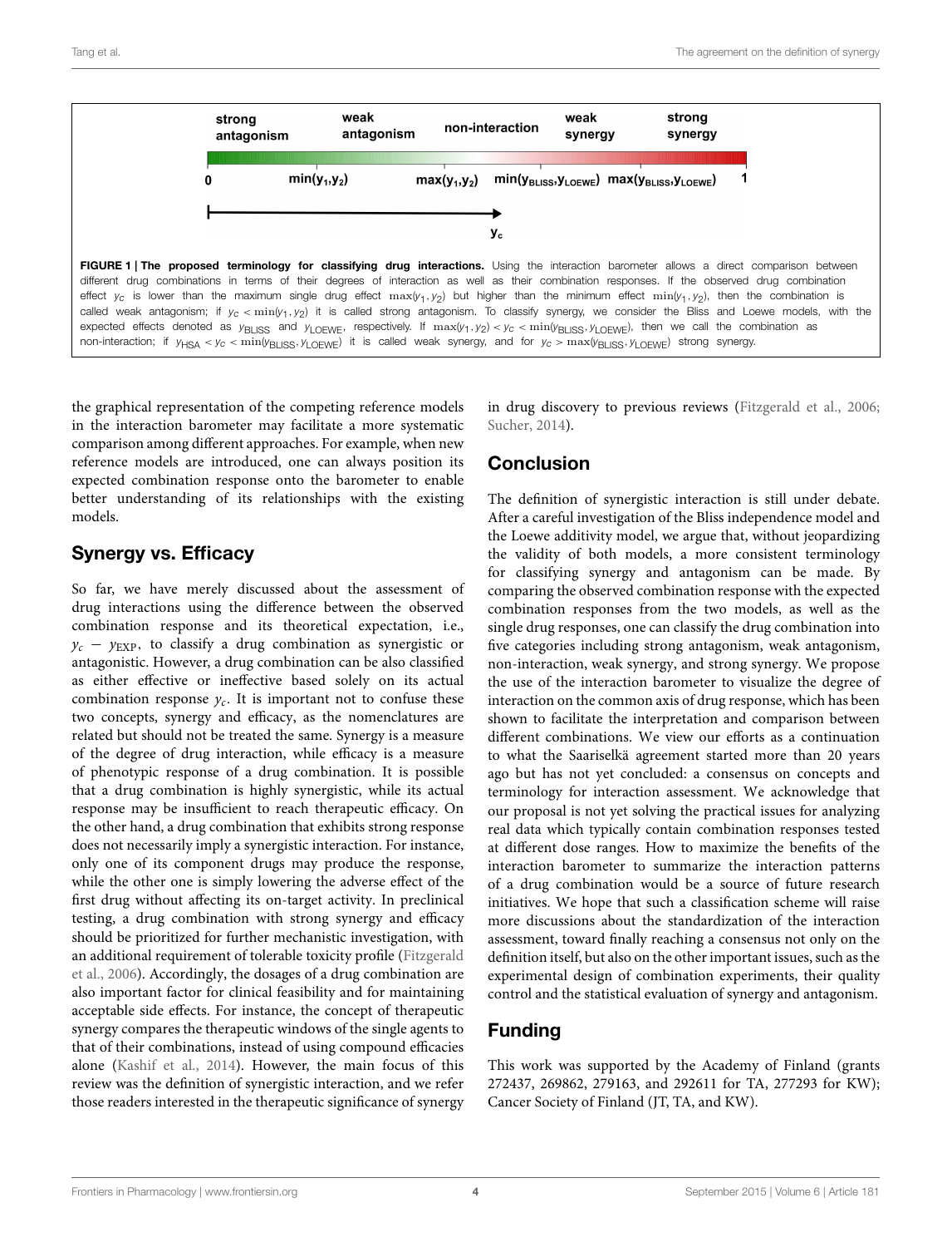strong antagonism | weak antagonism | non-interaction | weak synergy | strong synergy

0 | $\min(y_1, y_2)$ | $\max(y_1, y_2)$ | $\min(y_{BLISS}, y_{LOEWE})$ | $\max(y_{BLISS}, y_{LOEWE})$ | 1

$y_c$

**FIGURE 1 | The proposed terminology for classifying drug interactions.** Using the interaction barometer allows a direct comparison between different drug combinations in terms of their degrees of interaction as well as their combination responses. If the observed drug combination effect $y_c$ is lower than the maximum single drug effect $\max(y_1, y_2)$ but higher than the minimum effect $\min(y_1, y_2)$, then the combination is called weak antagonism; if $y_c < \min(y_1, y_2)$ it is called strong antagonism. To classify synergy, we consider the Bliss and Loewe models, with the expected effects denoted as $y_{BLISS}$ and $y_{LOEWE}$, respectively. If $\max(y_1, y_2) < y_c < \min(y_{BLISS}, y_{LOEWE})$, then we call the combination as non-interaction; if $y_{HSA} < y_c < \min(y_{BLISS}, y_{LOEWE})$ it is called weak synergy, and for $y_c > \max(y_{BLISS}, y_{LOEWE})$ strong synergy.

the graphical representation of the competing reference models in the interaction barometer may facilitate a more systematic comparison among different approaches. For example, when new reference models are introduced, one can always position its expected combination response onto the barometer to enable better understanding of its relationships with the existing models.

## Synergy vs. Efficacy

So far, we have merely discussed about the assessment of drug interactions using the difference between the observed combination response and its theoretical expectation, i.e., $y_c - y_{EXP}$, to classify a drug combination as synergistic or antagonistic. However, a drug combination can be also classified as either effective or ineffective based solely on its actual combination response $y_c$. It is important not to confuse these two concepts, synergy and efficacy, as the nomenclatures are related but should not be treated the same. Synergy is a measure of the degree of drug interaction, while efficacy is a measure of phenotypic response of a drug combination. It is possible that a drug combination is highly synergistic, while its actual response may be insufficient to reach therapeutic efficacy. On the other hand, a drug combination that exhibits strong response does not necessarily imply a synergistic interaction. For instance, only one of its component drugs may produce the response, while the other one is simply lowering the adverse effect of the first drug without affecting its on-target activity. In preclinical testing, a drug combination with strong synergy and efficacy should be prioritized for further mechanistic investigation, with an additional requirement of tolerable toxicity profile (Fitzgerald et al., 2006). Accordingly, the dosages of a drug combination are also important factor for clinical feasibility and for maintaining acceptable side effects. For instance, the concept of therapeutic synergy compares the therapeutic windows of the single agents to that of their combinations, instead of using compound efficacies alone (Kashif et al., 2014). However, the main focus of this review was the definition of synergistic interaction, and we refer those readers interested in the therapeutic significance of synergy in drug discovery to previous reviews (Fitzgerald et al., 2006; Sucher, 2014).

## Conclusion

The definition of synergistic interaction is still under debate. After a careful investigation of the Bliss independence model and the Loewe additivity model, we argue that, without jeopardizing the validity of both models, a more consistent terminology for classifying synergy and antagonism can be made. By comparing the observed combination response with the expected combination responses from the two models, as well as the single drug responses, one can classify the drug combination into five categories including strong antagonism, weak antagonism, non-interaction, weak synergy, and strong synergy. We propose the use of the interaction barometer to visualize the degree of interaction on the common axis of drug response, which has been shown to facilitate the interpretation and comparison between different combinations. We view our efforts as a continuation to what the Saariselkä agreement started more than 20 years ago but has not yet concluded: a consensus on concepts and terminology for interaction assessment. We acknowledge that our proposal is not yet solving the practical issues for analyzing real data which typically contain combination responses tested at different dose ranges. How to maximize the benefits of the interaction barometer to summarize the interaction patterns of a drug combination would be a source of future research initiatives. We hope that such a classification scheme will raise more discussions about the standardization of the interaction assessment, toward finally reaching a consensus not only on the definition itself, but also on the other important issues, such as the experimental design of combination experiments, their quality control and the statistical evaluation of synergy and antagonism.

## Funding

This work was supported by the Academy of Finland (grants 272437, 269862, 279163, and 292611 for TA, 277293 for KW); Cancer Society of Finland (JT, TA, and KW).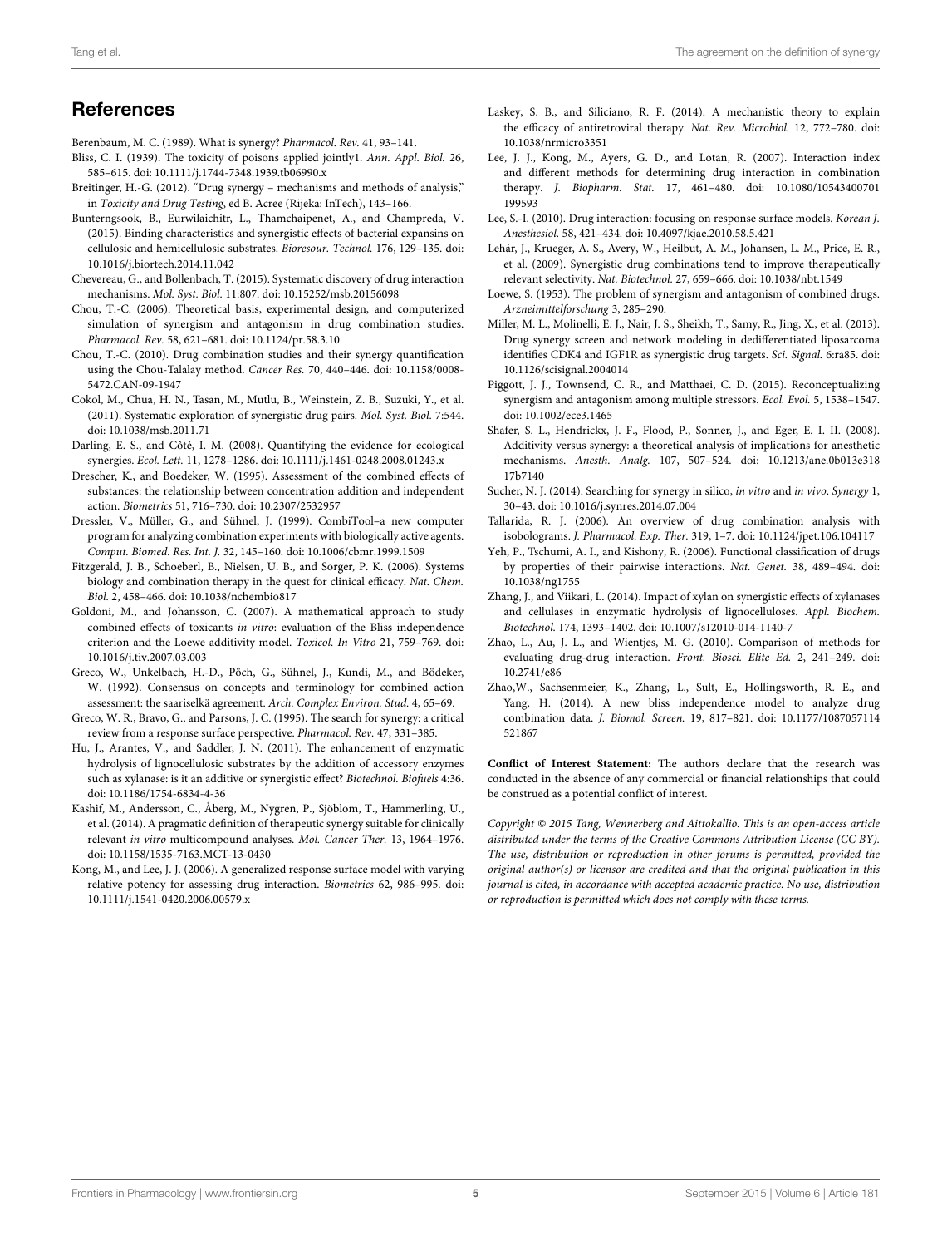## References

Berenbaum, M. C. (1989). What is synergy? *Pharmacol. Rev.* 41, 93–141.

Bliss, C. I. (1939). The toxicity of poisons applied jointly1. *Ann. Appl. Biol.* 26, 585–615. doi: 10.1111/j.1744-7348.1939.tb06990.x

Breitinger, H.-G. (2012). "Drug synergy – mechanisms and methods of analysis," in *Toxicity and Drug Testing*, ed B. Acree (Rijeka: InTech), 143–166.

Bunterngsook, B., Eurwilaichitr, L., Thamchaipenet, A., and Champreda, V. (2015). Binding characteristics and synergistic effects of bacterial expansins on cellulosic and hemicellulosic substrates. *Bioresour. Technol.* 176, 129–135. doi: 10.1016/j.biortech.2014.11.042

Chevereau, G., and Bollenbach, T. (2015). Systematic discovery of drug interaction mechanisms. *Mol. Syst. Biol.* 11:807. doi: 10.15252/msb.20156098

Chou, T.-C. (2006). Theoretical basis, experimental design, and computerized simulation of synergism and antagonism in drug combination studies. *Pharmacol. Rev.* 58, 621–681. doi: 10.1124/pr.58.3.10

Chou, T.-C. (2010). Drug combination studies and their synergy quantification using the Chou-Talalay method. *Cancer Res.* 70, 440–446. doi: 10.1158/0008-5472.CAN-09-1947

Cokol, M., Chua, H. N., Tasan, M., Mutlu, B., Weinstein, Z. B., Suzuki, Y., et al. (2011). Systematic exploration of synergistic drug pairs. *Mol. Syst. Biol.* 7:544. doi: 10.1038/msb.2011.71

Darling, E. S., and Côté, I. M. (2008). Quantifying the evidence for ecological synergies. *Ecol. Lett.* 11, 1278–1286. doi: 10.1111/j.1461-0248.2008.01243.x

Drescher, K., and Boedeker, W. (1995). Assessment of the combined effects of substances: the relationship between concentration addition and independent action. *Biometrics* 51, 716–730. doi: 10.2307/2532957

Dressler, V., Müller, G., and Sühnel, J. (1999). CombiTool–a new computer program for analyzing combination experiments with biologically active agents. *Comput. Biomed. Res. Int. J.* 32, 145–160. doi: 10.1006/cbmr.1999.1509

Fitzgerald, J. B., Schoeberl, B., Nielsen, U. B., and Sorger, P. K. (2006). Systems biology and combination therapy in the quest for clinical efficacy. *Nat. Chem. Biol.* 2, 458–466. doi: 10.1038/nchembio817

Goldoni, M., and Johansson, C. (2007). A mathematical approach to study combined effects of toxicants *in vitro*: evaluation of the Bliss independence criterion and the Loewe additivity model. *Toxicol. In Vitro* 21, 759–769. doi: 10.1016/j.tiv.2007.03.003

Greco, W., Unkelbach, H.-D., Pöch, G., Sühnel, J., Kundi, M., and Bödeker, W. (1992). Consensus on concepts and terminology for combined action assessment: the saariselkä agreement. *Arch. Complex Environ. Stud.* 4, 65–69.

Greco, W. R., Bravo, G., and Parsons, J. C. (1995). The search for synergy: a critical review from a response surface perspective. *Pharmacol. Rev.* 47, 331–385.

Hu, J., Arantes, V., and Saddler, J. N. (2011). The enhancement of enzymatic hydrolysis of lignocellulosic substrates by the addition of accessory enzymes such as xylanase: is it an additive or synergistic effect? *Biotechnol. Biofuels* 4:36. doi: 10.1186/1754-6834-4-36

Kashif, M., Andersson, C., Åberg, M., Nygren, P., Sjöblom, T., Hammerling, U., et al. (2014). A pragmatic definition of therapeutic synergy suitable for clinically relevant *in vitro* multicompound analyses. *Mol. Cancer Ther.* 13, 1964–1976. doi: 10.1158/1535-7163.MCT-13-0430

Kong, M., and Lee, J. J. (2006). A generalized response surface model with varying relative potency for assessing drug interaction. *Biometrics* 62, 986–995. doi: 10.1111/j.1541-0420.2006.00579.x

Laskey, S. B., and Siliciano, R. F. (2014). A mechanistic theory to explain the efficacy of antiretroviral therapy. *Nat. Rev. Microbiol.* 12, 772–780. doi: 10.1038/nrmicro3351

Lee, J. J., Kong, M., Ayers, G. D., and Lotan, R. (2007). Interaction index and different methods for determining drug interaction in combination therapy. *J. Biopharm. Stat.* 17, 461–480. doi: 10.1080/10543400701199593

Lee, S.-I. (2010). Drug interaction: focusing on response surface models. *Korean J. Anesthesiol.* 58, 421–434. doi: 10.4097/kjae.2010.58.5.421

Lehár, J., Krueger, A. S., Avery, W., Heilbut, A. M., Johansen, L. M., Price, E. R., et al. (2009). Synergistic drug combinations tend to improve therapeutically relevant selectivity. *Nat. Biotechnol.* 27, 659–666. doi: 10.1038/nbt.1549

Loewe, S. (1953). The problem of synergism and antagonism of combined drugs. *Arzneimittelforschung* 3, 285–290.

Miller, M. L., Molinelli, E. J., Nair, J. S., Sheikh, T., Samy, R., Jing, X., et al. (2013). Drug synergy screen and network modeling in dedifferentiated liposarcoma identifies CDK4 and IGF1R as synergistic drug targets. *Sci. Signal.* 6:ra85. doi: 10.1126/scisignal.2004014

Piggott, J. J., Townsend, C. R., and Matthaei, C. D. (2015). Reconceptualizing synergism and antagonism among multiple stressors. *Ecol. Evol.* 5, 1538–1547. doi: 10.1002/ece3.1465

Shafer, S. L., Hendrickx, J. F., Flood, P., Sonner, J., and Eger, E. I. II. (2008). Additivity versus synergy: a theoretical analysis of implications for anesthetic mechanisms. *Anesth. Analg.* 107, 507–524. doi: 10.1213/ane.0b013e31817b7140

Sucher, N. J. (2014). Searching for synergy in silico, *in vitro* and *in vivo*. *Synergy* 1, 30–43. doi: 10.1016/j.synres.2014.07.004

Tallarida, R. J. (2006). An overview of drug combination analysis with isobolograms. *J. Pharmacol. Exp. Ther.* 319, 1–7. doi: 10.1124/jpet.106.104117

Yeh, P., Tschumi, A. I., and Kishony, R. (2006). Functional classification of drugs by properties of their pairwise interactions. *Nat. Genet.* 38, 489–494. doi: 10.1038/ng1755

Zhang, J., and Viikari, L. (2014). Impact of xylan on synergistic effects of xylanases and cellulases in enzymatic hydrolysis of lignocelluloses. *Appl. Biochem. Biotechnol.* 174, 1393–1402. doi: 10.1007/s12010-014-1140-7

Zhao, L., Au, J. L., and Wientjes, M. G. (2010). Comparison of methods for evaluating drug-drug interaction. *Front. Biosci. Elite Ed.* 2, 241–249. doi: 10.2741/e86

Zhao,W., Sachsenmeier, K., Zhang, L., Sult, E., Hollingsworth, R. E., and Yang, H. (2014). A new bliss independence model to analyze drug combination data. *J. Biomol. Screen.* 19, 817–821. doi: 10.1177/1087057114521867

**Conflict of Interest Statement:** The authors declare that the research was conducted in the absence of any commercial or financial relationships that could be construed as a potential conflict of interest.

*Copyright © 2015 Tang, Wennerberg and Aittokallio. This is an open-access article distributed under the terms of the Creative Commons Attribution License (CC BY). The use, distribution or reproduction in other forums is permitted, provided the original author(s) or licensor are credited and that the original publication in this journal is cited, in accordance with accepted academic practice. No use, distribution or reproduction is permitted which does not comply with these terms.*